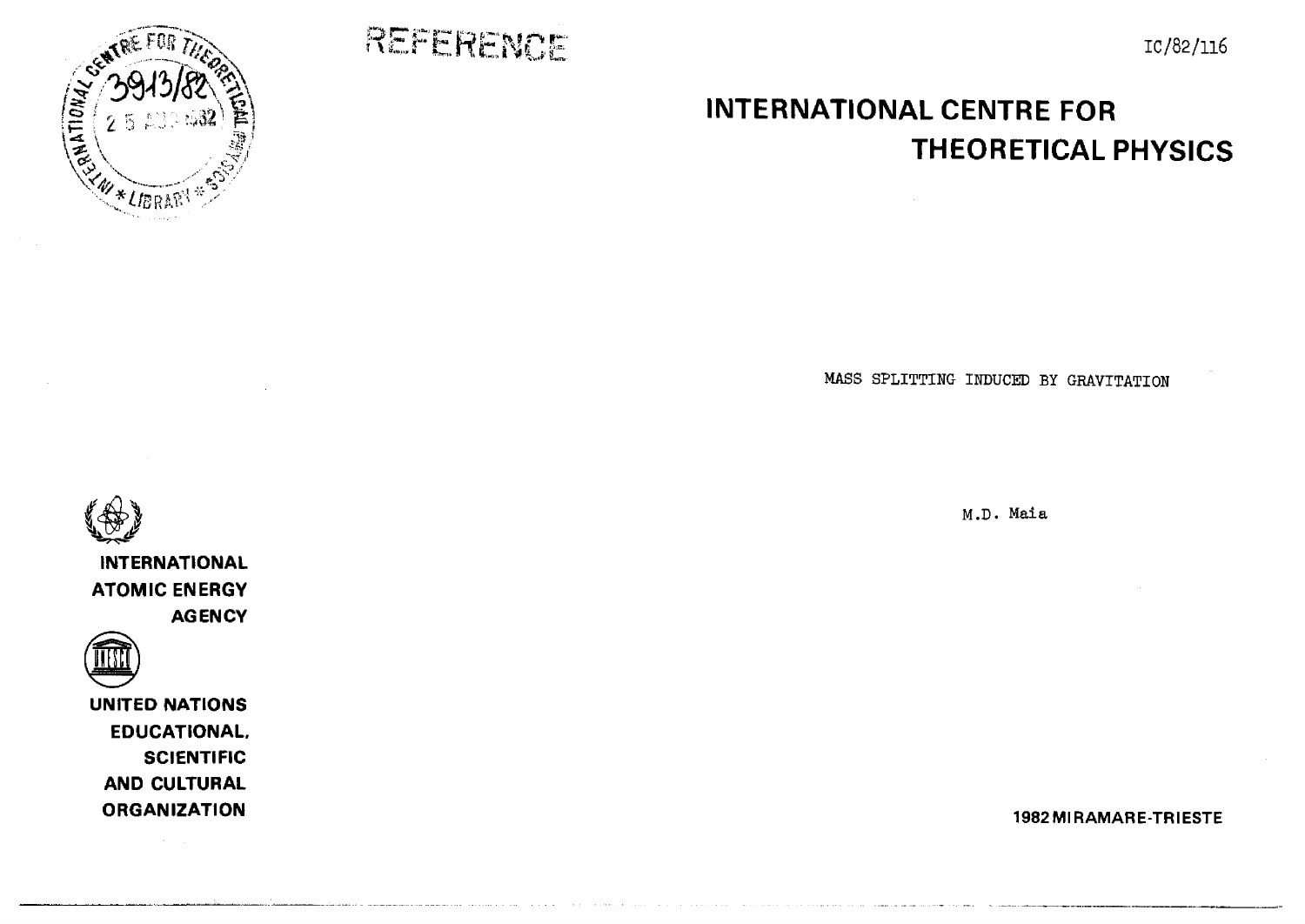REFERENCE

IC/82/116

# INTERNATIONAL CENTRE FOR THEORETICAL PHYSICS

MASS SPLITTING INDUCED BY GRAVITATION

M.D. Maia

INTERNATIONAL ATOMIC ENERGY AGENCY

UNITED NATIONS EDUCATIONAL, SCIENTIFIC AND CULTURAL ORGANIZATION

1982 MIRAMARE-TRIESTE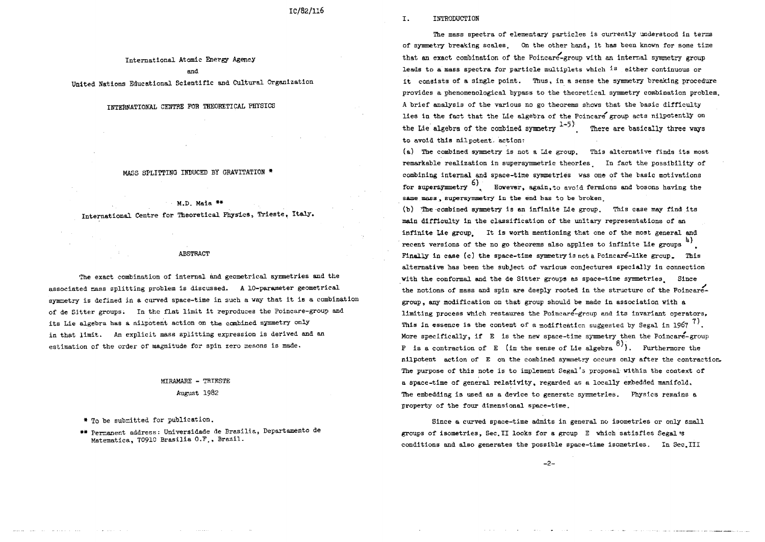IC/82/116

International Atomic Energy Agency
and
United Nations Educational Scientific and Cultural Organization

INTERNATIONAL CENTRE FOR THEORETICAL PHYSICS

# MASS SPLITTING INDUCED BY GRAVITATION *

M.D. Maia **

International Centre for Theoretical Physics, Trieste, Italy.

## ABSTRACT

The exact combination of internal and geometrical symmetries and the associated mass splitting problem is discussed. A 10-parameter geometrical symmetry is defined in a curved space-time in such a way that it is a combination of de Sitter groups. In the flat limit it reproduces the Poincare-group and its Lie algebra has a nilpotent action on the combined symmetry only in that limit. An explicit mass splitting expression is derived and an estimation of the order of magnitude for spin zero mesons is made.

MIRAMARE - TRIESTE
August 1982

\* To be submitted for publication.

\*\* Permanent address: Universidade de Brasilia, Departamento de Matematica, 70910 Brasilia D.F., Brazil.

## I. INTRODUCTION

The mass spectra of elementary particles is currently understood in terms of symmetry breaking scales. On the other hand, it has been known for some time that an exact combination of the Poincaré-group with an internal symmetry group leads to a mass spectra for particle multiplets which is either continuous or it consists of a single point. Thus, in a sense the symmetry breaking procedure provides a phenomenological bypass to the theoretical symmetry combination problem. A brief analysis of the various no go theorems shows that the basic difficulty lies in the fact that the Lie algebra of the Poincaré group acts nilpotently on the Lie algebra of the combined symmetry [1-5]. There are basically three ways to avoid this nilpotent action:

(a) The combined symmetry is not a Lie group. This alternative finds its most remarkable realization in supersymmetric theories. In fact the possibility of combining internal and space-time symmetries was one of the basic motivations for supersymmetry [6]. However, again, to avoid fermions and bosons having the same mass, supersymmetry in the end has to be broken.

(b) The combined symmetry is an infinite Lie group. This case may find its main difficulty in the classification of the unitary representations of an infinite Lie group. It is worth mentioning that one of the most general and recent versions of the no go theorems also applies to infinite Lie groups [4].

Finally in case (c) the space-time symmetry is not a Poincaré-like group. This alternative has been the subject of various conjectures specially in connection with the conformal and the de Sitter groups as space-time symmetries. Since the notions of mass and spin are deeply rooted in the structure of the Poincaré-group, any modification on that group should be made in association with a limiting process which restaures the Poincaré-group and its invariant operators. This in essence is the content of a modification suggested by Segal in 1967 [7]. More specifically, if E is the new space-time symmetry then the Poincaré-group P is a contraction of E (in the sense of Lie algebra [8]). Furthermore the nilpotent action of E on the combined symmetry occurs only after the contraction. The purpose of this note is to implement Segal's proposal within the context of a space-time of general relativity, regarded as a locally embedded manifold. The embedding is used as a device to generate symmetries. Physics remains a property of the four dimensional space-time.

Since a curved space-time admits in general no isometries or only small groups of isometries, Sec. II looks for a group E which satisfies Segal's conditions and also generates the possible space-time isometries. In Sec. III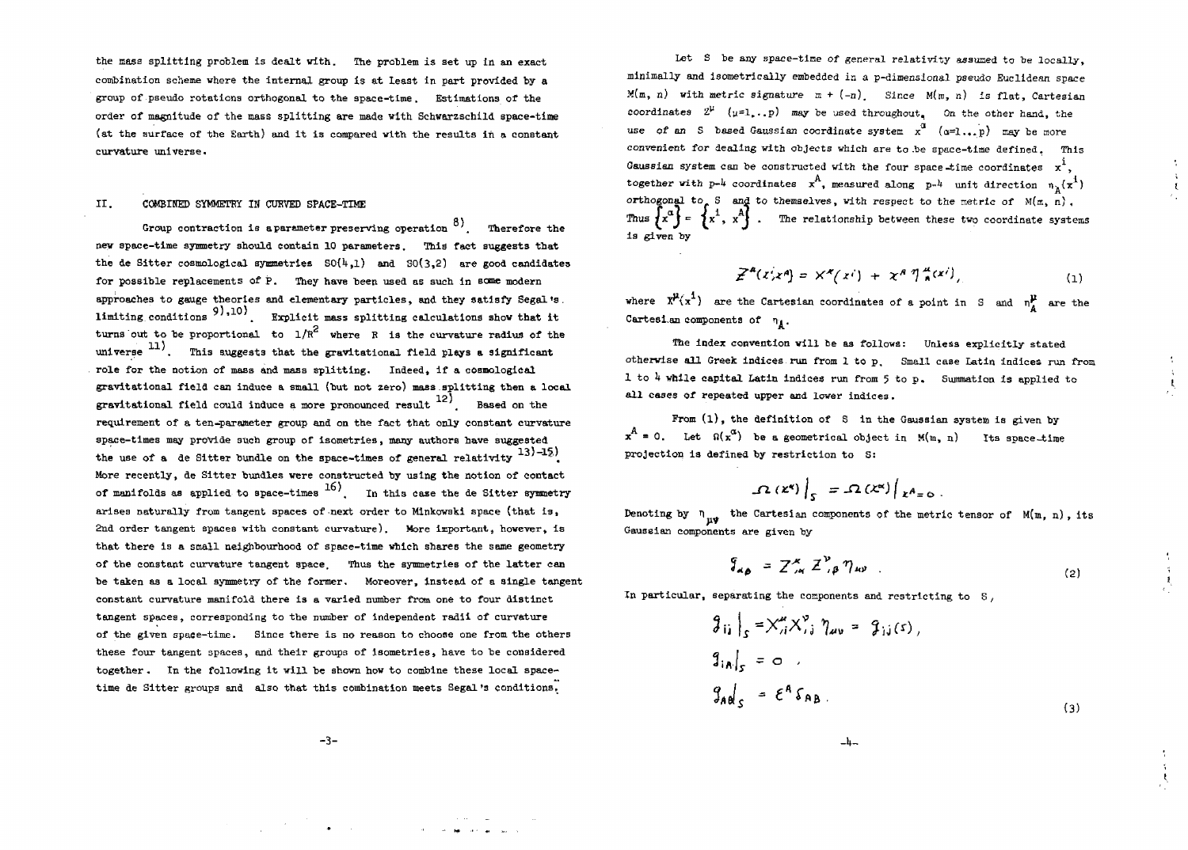the mass splitting problem is dealt with. The problem is set up in an exact combination scheme where the internal group is at least in part provided by a group of pseudo rotations orthogonal to the space-time. Estimations of the order of magnitude of the mass splitting are made with Schwarzschild space-time (at the surface of the Earth) and it is compared with the results in a constant curvature universe.

## II. COMBINED SYMMETRY IN CURVED SPACE-TIME

Group contraction is a parameter preserving operation [8]. Therefore the new space-time symmetry should contain 10 parameters. This fact suggests that the de Sitter cosmological symmetries SO(4,1) and SO(3,2) are good candidates for possible replacements of P. They have been used as such in some modern approaches to gauge theories and elementary particles, and they satisfy Segal's limiting conditions [9],[10]. Explicit mass splitting calculations show that it turns out to be proportional to $1/R^2$ where R is the curvature radius of the universe [11]. This suggests that the gravitational field plays a significant role for the notion of mass and mass splitting. Indeed, if a cosmological gravitational field can induce a small (but not zero) mass splitting then a local gravitational field could induce a more pronounced result [12]. Based on the requirement of a ten-parameter group and on the fact that only constant curvature space-times may provide such group of isometries, many authors have suggested the use of a de Sitter bundle on the space-times of general relativity [13)-15)]. More recently, de Sitter bundles were constructed by using the notion of contact of manifolds as applied to space-times [16]. In this case the de Sitter symmetry arises naturally from tangent spaces of next order to Minkowski space (that is, 2nd order tangent spaces with constant curvature). More important, however, is that there is a small neighbourhood of space-time which shares the same geometry of the constant curvature tangent space. Thus the symmetries of the latter can be taken as a local symmetry of the former. Moreover, instead of a single tangent constant curvature manifold there is a varied number from one to four distinct tangent spaces, corresponding to the number of independent radii of curvature of the given space-time. Since there is no reason to choose one from the others these four tangent spaces, and their groups of isometries, have to be considered together. In the following it will be shown how to combine these local space-time de Sitter groups and also that this combination meets Segal's conditions.

Let S be any space-time of general relativity assumed to be locally, minimally and isometrically embedded in a p-dimensional pseudo Euclidean space $M(m, n)$ with metric signature $m + (-n)$. Since $M(m, n)$ is flat, Cartesian coordinates $Z^\mu$ $(\mu=1,..p)$ may be used throughout. On the other hand, the use of an S based Gaussian coordinate system $x^\alpha$ $(\alpha=1...p)$ may be more convenient for dealing with objects which are to be space-time defined. This Gaussian system can be constructed with the four space-time coordinates $x^i$, together with p-4 coordinates $x^A$, measured along p-4 unit direction $\eta_A(x^i)$ orthogonal to S and to themselves, with respect to the metric of $M(m, n)$. Thus $\{x^\alpha\} = \{x^i, x^A\}$. The relationship between these two coordinate systems is given by

$$Z^\mu(x^i, x^A) = X^\mu(x^i) + x^A \eta^\mu_A(x^i), \tag{1}$$

where $X^\mu(x^i)$ are the Cartesian coordinates of a point in S and $\eta^\mu_A$ are the Cartesian components of $\eta_A$.

The index convention will be as follows: Unless explicitly stated otherwise all Greek indices run from 1 to p. Small case Latin indices run from 1 to 4 while capital Latin indices run from 5 to p. Summation is applied to all cases of repeated upper and lower indices.

From (1), the definition of S in the Gaussian system is given by $x^A = 0$. Let $\Omega(x^\alpha)$ be a geometrical object in $M(m, n)$. Its space-time projection is defined by restriction to S:

$$\Omega(x^\alpha)\Big|_S = \Omega(x^\alpha)\Big|_{x^A=0}.$$

Denoting by $\eta_{\mu\nu}$ the Cartesian components of the metric tensor of $M(m, n)$, its Gaussian components are given by

$$g_{\alpha\beta} = Z^\mu_{,\alpha} Z^\nu_{,\beta} \eta_{\mu\nu} . \tag{2}$$

In particular, separating the components and restricting to S,

$$g_{ij}\Big|_S = X^\mu_{,i} X^\nu_{,j} \eta_{\mu\nu} = g_{ij}(S),$$
$$g_{iA}\Big|_S = 0 ,$$
$$g_{AB}\Big|_S = \epsilon^A \delta_{AB} . \tag{3}$$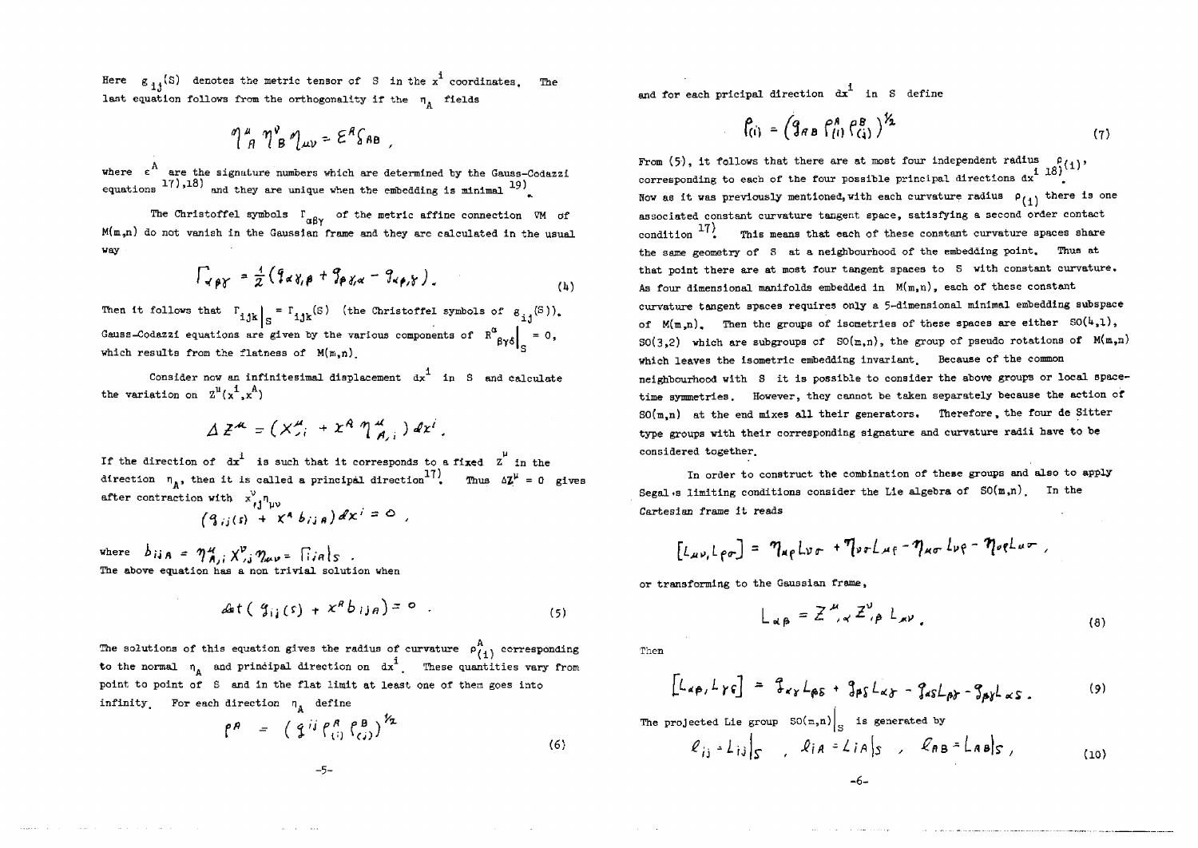Here $g_{ij}(S)$ denotes the metric tensor of S in the $x^i$ coordinates. The last equation follows from the orthogonality if the $\eta_A$ fields

$$\eta^\mu_A \eta^\nu_B \eta_{\mu\nu} = \varepsilon^A \delta_{AB} ,$$

where $\varepsilon^A$ are the signature numbers which are determined by the Gauss-Codazzi equations [17),18)] and they are unique when the embedding is minimal [19)].

The Christoffel symbols $\Gamma_{\alpha\beta\gamma}$ of the metric affine connection $\nabla M$ of $M(m,n)$ do not vanish in the Gaussian frame and they are calculated in the usual way

$$\Gamma_{\alpha\beta\gamma} = \frac{1}{2}\left( g_{\alpha\gamma,\beta} + g_{\beta\gamma,\alpha} - g_{\alpha\beta,\gamma} \right). \tag{4}$$

Then it follows that $\Gamma_{ijk}\big|_S = \Gamma_{ijk}(S)$ (the Christoffel symbols of $g_{ij}(S)$). Gauss-Codazzi equations are given by the various components of $R^\alpha_{\ \beta\gamma\delta}\big|_S = 0$, which results from the flatness of $M(m,n)$.

Consider now an infinitesimal displacement $dx^i$ in S and calculate the variation on $Z^\mu(x^i, x^A)$

$$\Delta Z^\mu = \left( X^\mu_{,i} + x^A \eta^\mu_{A,i} \right) dx^i .$$

If the direction of $dx^i$ is such that it corresponds to a fixed $Z^\mu$ in the direction $\eta_A$, then it is called a principal direction[17)]. Thus $\Delta Z^\mu = 0$ gives after contraction with $x^\nu_{,j}\eta_{\mu\nu}$

$$\left( g_{ij}(s) + x^A b_{ijA} \right) dx^i = 0 ,$$

where $b_{ijA} = \eta^\mu_{A,i} X^\nu_{,j} \eta_{\mu\nu} = \Gamma_{iA}\big|_S$ .
The above equation has a non trivial solution when

$$\det\left( g_{ij}(s) + x^A b_{ijA} \right) = 0 . \tag{5}$$

The solutions of this equation gives the radius of curvature $\rho^A_{(i)}$ corresponding to the normal $\eta_A$ and principal direction on $dx^i$. These quantities vary from point to point of S and in the flat limit at least one of them goes into infinity. For each direction $\eta_A$ define

$$\rho^A = \left( g^{ij} \rho^A_{(i)} \rho^B_{(j)} \right)^{1/2} \tag{6}$$

and for each pricipal direction $dx^i$ in S define

$$\rho_{(i)} = \left( g_{AB}\, \rho^A_{(i)} \rho^B_{(i)} \right)^{1/2} \tag{7}$$

From (5), it follows that there are at most four independent radius $\rho_{(i)}$, corresponding to each of the four possible principal directions $dx^i$ [18)]. Now as it was previously mentioned, with each curvature radius $\rho_{(i)}$ there is one associated constant curvature tangent space, satisfying a second order contact condition [17)]. This means that each of these constant curvature spaces share the same geometry of S at a neighbourhood of the embedding point. Thus at that point there are at most four tangent spaces to S with constant curvature. As four dimensional manifolds embedded in $M(m,n)$, each of these constant curvature tangent spaces requires only a 5-dimensional minimal embedding subspace of $M(m,n)$. Then the groups of isometries of these spaces are either $SO(4,1)$, $SO(3,2)$ which are subgroups of $SO(m,n)$, the group of pseudo rotations of $M(m,n)$ which leaves the isometric embedding invariant. Because of the common neighbourhood with S it is possible to consider the above groups or local space-time symmetries. However, they cannot be taken separately because the action of $SO(m,n)$ at the end mixes all their generators. Therefore, the four de Sitter type groups with their corresponding signature and curvature radii have to be considered together.

In order to construct the combination of these groups and also to apply Segal's limiting conditions consider the Lie algebra of $SO(m,n)$. In the Cartesian frame it reads

$$\left[ L_{\mu\nu}, L_{\rho\sigma} \right] = \eta_{\mu\rho} L_{\nu\sigma} + \eta_{\nu\sigma} L_{\mu\rho} - \eta_{\mu\sigma} L_{\nu\rho} - \eta_{\nu\rho} L_{\mu\sigma} ,$$

or transforming to the Gaussian frame,

$$L_{\alpha\beta} = Z^\mu_{,\alpha} Z^\nu_{,\beta} L_{\mu\nu} . \tag{8}$$

Then

$$\left[ L_{\alpha\beta}, L_{\gamma\delta} \right] = g_{\alpha\gamma} L_{\beta\delta} + g_{\beta\delta} L_{\alpha\gamma} - g_{\alpha\delta} L_{\beta\gamma} - g_{\beta\gamma} L_{\alpha\delta} . \tag{9}$$

The projected Lie group $SO(m,n)\big|_S$ is generated by

$$\ell_{ij} = L_{ij}\big|_S \quad , \quad \ell_{iA} = L_{iA}\big|_S \quad , \quad \ell_{AB} = L_{AB}\big|_S , \tag{10}$$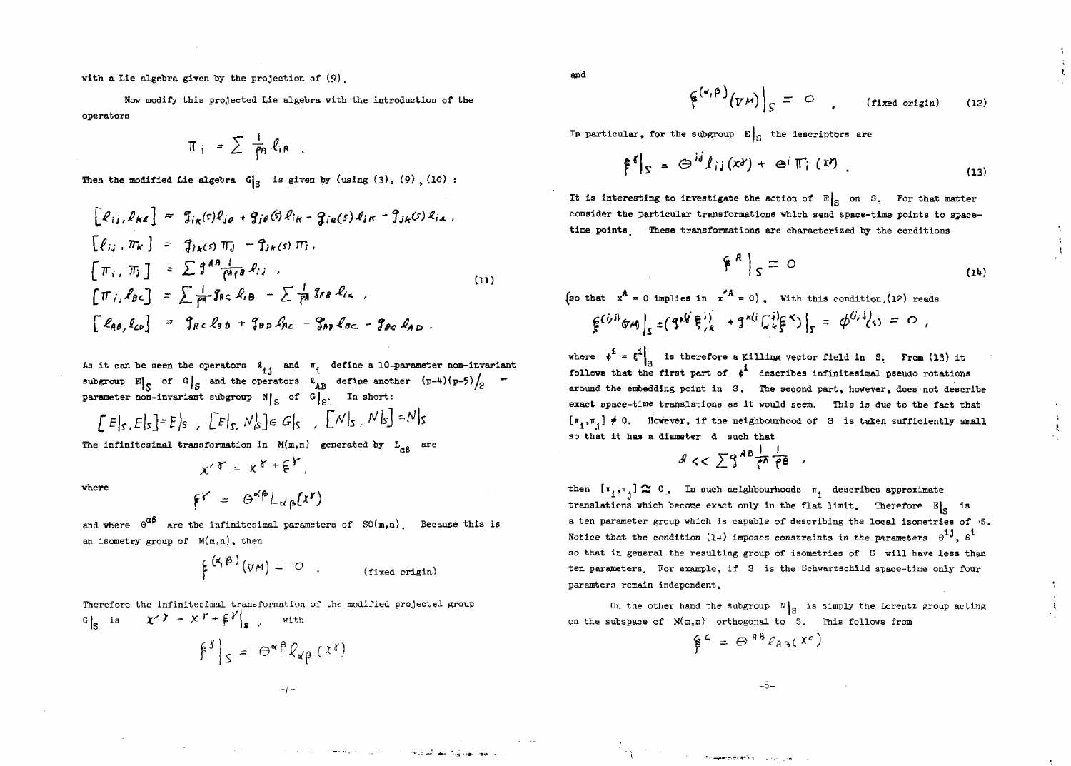with a Lie algebra given by the projection of (9).

Now modify this projected Lie algebra with the introduction of the operators

$$\Pi_i = \sum \frac{1}{\rho_A} \ell_{iA} .$$

Then the modified Lie algebra $G|_S$ is given by (using (3), (9), (10)):

$$
\begin{aligned}
[\ell_{ij}, \ell_{k\ell}] &= g_{ik}(s)\ell_{j\ell} + g_{j\ell}(s)\ell_{ik} - g_{i\ell}(s)\ell_{jk} - g_{jk}(s)\ell_{i\ell} , \\
[\ell_{ij}, \Pi_k] &= g_{ik}(s)\Pi_j - g_{jk}(s)\Pi_i , \\
[\Pi_i, \Pi_j] &= \sum g^{AB}\frac{1}{\rho^A \rho^B}\ell_{ij} , \\
[\Pi_i, \ell_{BC}] &= \sum \frac{1}{\rho^A} g_{AC}\ell_{iB} - \sum \frac{1}{\rho^A} g_{AB}\ell_{iC} , \\
[\ell_{AB}, \ell_{CD}] &= g_{AC}\ell_{BD} + g_{BD}\ell_{AC} - g_{AD}\ell_{BC} - g_{BC}\ell_{AD} .
\end{aligned}
\tag{11}
$$

As it can be seen the operators $\ell_{ij}$ and $\pi_i$ define a 10-parameter non-invariant subgroup $E|_S$ of $G|_S$ and the operators $\ell_{AB}$ define another $(p-4)(p-5)/2$ - parameter non-invariant subgroup $N|_S$ of $G|_S$. In short:

$$[E|_S, E|_S] = E|_S , \quad [E|_S, N|_S] \in G|_S , \quad [N|_S, N|_S] = N|_S$$

The infinitesimal transformation in $M(m,n)$ generated by $L_{\alpha\beta}$ are

$$x'^{\gamma} = x^{\gamma} + \xi^{\gamma} ,$$

where

$$\xi^{\gamma} = \Theta^{\alpha\beta} L_{\alpha\beta}(x^{\gamma})$$

and where $\theta^{\alpha\beta}$ are the infinitesimal parameters of $SO(m,n)$. Because this is an isometry group of $M(m,n)$, then

$$\xi^{(\alpha,\beta)}(\nabla M) = 0 . \qquad \text{(fixed origin)}$$

Therefore the infinitesimal transformation of the modified projected group $G|_S$ is $x'^{\gamma} = x^{\gamma} + \xi^{\gamma}|_S$, with

$$\xi^{\gamma}\Big|_S = \Theta^{\alpha\beta}\ell_{\alpha\beta}(x^{\gamma})$$

and

$$\xi^{(\alpha,\beta)}(\nabla M)\Big|_S = 0 . \qquad \text{(fixed origin)} \tag{12}$$

In particular, for the subgroup $E|_S$ the descriptors are

$$\xi^{\gamma}\Big|_S = \Theta^{ij}\ell_{ij}(x^{\gamma}) + \Theta^i \Pi_i (x^{\gamma}) . \tag{13}$$

It is interesting to investigate the action of $E|_S$ on $S$. For that matter consider the particular transformations which send space-time points to space-time points. These transformations are characterized by the conditions

$$\xi^A \Big|_S = 0 \tag{14}$$

(so that $x^A = 0$ implies in $x'^A = 0$). With this condition, (12) reads

$$\xi^{(i,j)}(\nabla M)\Big|_S = (g^{\kappa j}\xi^i{}_{,\kappa} + g^{\kappa(i}\Gamma^{j)}_{\kappa\ell}\xi^{\ell})\Big|_S = \phi^{(i;j)}(s) = 0 ,$$

where $\phi^i = \xi^i\big|_S$ is therefore a Killing vector field in $S$. From (13) it follows that the first part of $\phi^i$ describes infinitesimal pseudo rotations around the embedding point in $S$. The second part, however, does not describe exact space-time translations as it would seem. This is due to the fact that $[\pi_i, \pi_j] \neq 0$. However, if the neighbourhood of $S$ is taken sufficiently small so that it has a diameter $d$ such that

$$d << \sum g^{AB}\frac{1}{\rho^A}\frac{1}{\rho^B} ,$$

then $[\pi_i, \pi_j] \simeq 0$. In such neighbourhoods $\pi_i$ describes approximate translations which become exact only in the flat limit. Therefore $E|_S$ is a ten parameter group which is capable of describing the local isometries of $S$. Notice that the condition (14) imposes constraints in the parameters $\theta^{ij}$, $\theta^i$ so that in general the resulting group of isometries of $S$ will have less than ten parameters. For example, if $S$ is the Schwarzschild space-time only four paramters remain independent.

On the other hand the subgroup $N|_S$ is simply the Lorentz group acting on the subspace of $M(m,n)$ orthogonal to $S$. This follows from

$$\xi^C = \Theta^{AB}\ell_{AB}(x^C)$$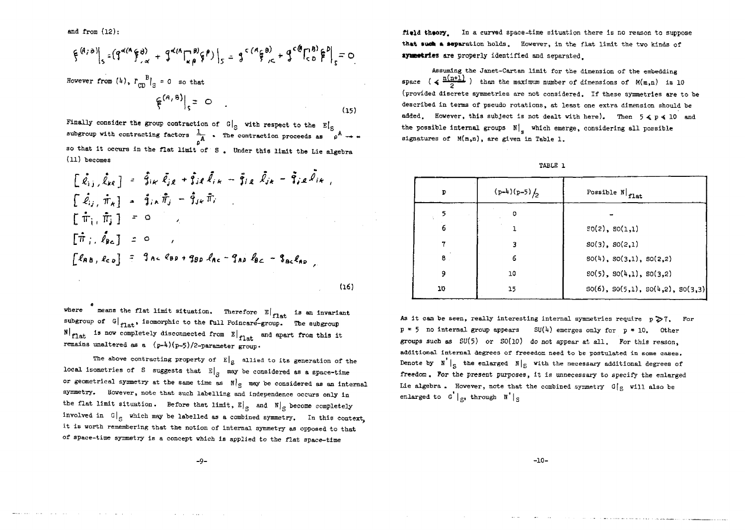and from (12):

$$\xi^{(A;B)}\Big|_S = \left(g^{\alpha(A}\xi^{B)}_{,\alpha} + g^{\alpha(A}\Gamma^{B)}_{\alpha\beta}\xi^{\beta}\right)\Big|_S = g^{C(A}\xi^{B)}_{,C} + g^{C(A}\Gamma^{B)}_{CD}\xi^{D}\Big|_S = 0 .$$

However from (4), $\Gamma_{CD}{}^{B}|_S = 0$ so that

$$\xi^{(A,B)}\Big|_S = 0 . \tag{15}$$

Finally consider the group contraction of $G|_S$ with respect to the $E|_S$ subgroup with contracting factors $\frac{1}{\rho^A}$. The contraction proceeds as $\rho^A \to \infty$ so that it occurs in the flat limit of $S$. Under this limit the Lie algebra (11) becomes

$$\begin{aligned}
[\mathring{\ell}_{ij}, \mathring{\ell}_{k\ell}] &= \mathring{g}_{ik}\mathring{\ell}_{j\ell} + \mathring{g}_{j\ell}\mathring{\ell}_{ik} - \mathring{g}_{i\ell}\mathring{\ell}_{jk} - \mathring{g}_{j\ell}\mathring{\ell}_{ik} ,\\
[\mathring{\ell}_{ij}, \mathring{\pi}_k] &= \mathring{g}_{ik}\mathring{\pi}_j - \mathring{g}_{jk}\mathring{\pi}_i ,\\
[\mathring{\pi}_i, \mathring{\pi}_j] &= 0 ,\\
[\mathring{\pi}_i, \mathring{\ell}_{BC}] &= 0 ,\\
[\ell_{AB}, \ell_{CD}] &= g_{AC}\ell_{BD} + g_{BD}\ell_{AC} - g_{AD}\ell_{BC} - g_{BC}\ell_{AD} ,
\end{aligned} \tag{16}$$

where $\mathring{}$ means the flat limit situation. Therefore $E|_{flat}$ is an invariant subgroup of $G|_{flat}$, isomorphic to the full Poincaré-group. The subgroup $N|_{flat}$ is now completely disconnected from $E|_{flat}$ and apart from this it remains unaltered as a $(p-4)(p-5)/2$-parameter group.

The above contracting property of $E|_S$ allied to its generation of the local isometries of $S$ suggests that $E|_S$ may be considered as a space-time or geometrical symmetry at the same time as $N|_S$ may be considered as an internal symmetry. However, note that such labelling and independence occurs only in the flat limit situation. Before that limit, $E|_S$ and $N|_S$ become completely involved in $G|_S$ which may be labelled as a combined symmetry. In this context, it is worth remembering that the notion of internal symmetry as opposed to that of space-time symmetry is a concept which is applied to the flat space-time field theory. In a curved space-time situation there is no reason to suppose that such a separation holds. However, in the flat limit the two kinds of symmetries are properly identified and separated.

Assuming the Janet-Cartan limit for the dimension of the embedding space ($\leqslant \frac{n(n+1)}{2}$) than the maximum number of dimensions of $M(m,n)$ is 10 (provided discrete symmetries are not considered. If these symmetries are to be described in terms of pseudo rotations, at least one extra dimension should be added. However, this subject is not dealt with here). Then $5 \leqslant p \leqslant 10$ and the possible internal groups $N|_S$ which emerge, considering all possible signatures of $M(m,n)$, are given in Table 1.

TABLE 1

| p | $(p-4)(p-5)/2$ | Possible $N\|_{flat}$ |
|---|---|---|
| 5 | 0 | - |
| 6 | 1 | SO(2), SO(1,1) |
| 7 | 3 | SO(3), SO(2,1) |
| 8 | 6 | SO(4), SO(3,1), SO(2,2) |
| 9 | 10 | SO(5), SO(4,1), SO(3,2) |
| 10 | 15 | SO(6), SO(5,1), SO(4,2), SO(3,3) |

As it can be seen, really interesting internal symmetries require $p \geqslant 7$. For $p = 5$ no internal group appears SU(4) emerges only for $p = 10$. Other groups such as SU(5) or SO(10) do not appear at all. For this reason, additional internal degrees of freeedom need to be postulated in some cases. Denote by $N'|_S$ the enlarged $N|_S$ with the necessary additional degrees of freedom. For the present purposes, it is unnecessary to specify the enlarged Lie algebra. However, note that the combined symmetry $G|_S$ will also be enlarged to $G'|_S$, through $N'|_S$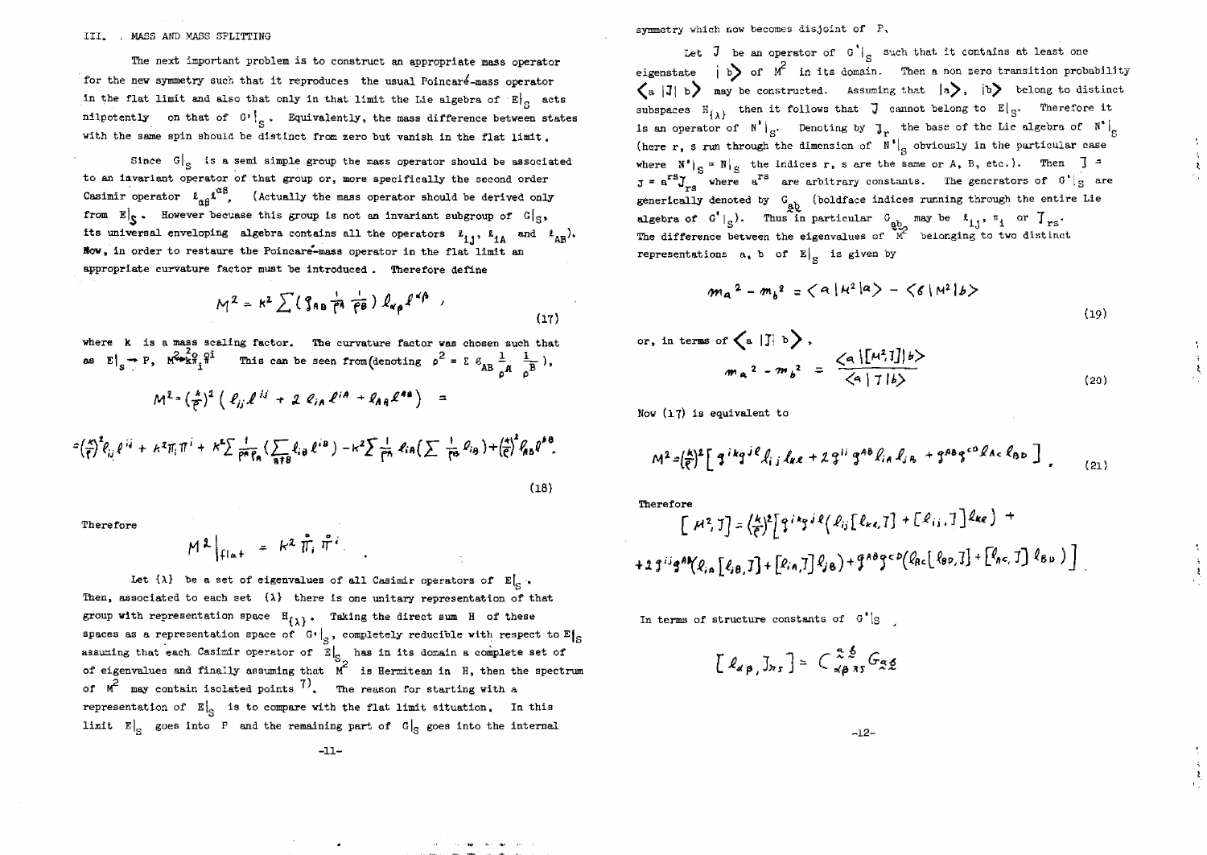## III. MASS AND MASS SPLITTING

The next important problem is to construct an appropriate mass operator for the new symmetry such that it reproduces the usual Poincaré-mass operator in the flat limit and also that only in that limit the Lie algebra of $E|_S$ acts nilpotently on that of $G'|_S$. Equivalently, the mass difference between states with the same spin should be distinct from zero but vanish in the flat limit.

Since $G|_S$ is a semi simple group the mass operator should be associated to an invariant operator of that group or, more specifically the second order Casimir operator $\ell_{\alpha\beta}\ell^{\alpha\beta}$. (Actually the mass operator should be derived only from $E|_S$. However becuase this group is not an invariant subgroup of $G|_S$, its universal enveloping algebra contains all the operators $\ell_{ij}$, $\ell_{iA}$ and $\ell_{AB}$). Now, in order to restaure the Poincaré-mass operator in the flat limit an appropriate curvature factor must be introduced. Therefore define

$$M^2 = k^2 \sum (g_{AB} \frac{1}{\rho^A} \frac{1}{\rho^B}) \ell_{\alpha\beta}\ell^{\alpha\beta} , \tag{17}$$

where $k$ is a mass scaling factor. The curvature factor was chosen such that as $E|_S \to P$, $M^2 \to k^2 \overset{\circ}{\pi}_i \overset{\circ}{\pi}{}^i$ This can be seen from (denoting $\rho^2 = \Sigma\, g_{AB} \frac{1}{\rho^A} \frac{1}{\rho^B}$),

$$M^2 = \left(\frac{k}{\rho}\right)^2 \left( \ell_{ij}\ell^{ij} + 2\,\ell_{iA}\ell^{iA} + \ell_{AB}\ell^{AB} \right) =$$

$$= \left(\frac{k}{\rho}\right)^2 \ell_{ij}\ell^{ij} + k^2 \pi_i \pi^i + k^2 \sum \frac{1}{\rho^A \rho_A} \left( \sum_{A\neq B} \ell_{iB}\ell^{iB} \right) - k^2 \sum \frac{1}{\rho^A} \ell_{iA} \left( \sum \frac{1}{\rho^B} \ell_{iB} \right) + \left(\frac{k}{\rho}\right)^2 \ell_{AB}\ell^{AB} . \tag{18}$$

Therefore

$$M^2 \big|_{flat} = k^2 \overset{\circ}{\pi}_i \overset{\circ}{\pi}{}^i .$$

Let $\{\lambda\}$ be a set of eigenvalues of all Casimir operators of $E|_S$. Then, associated to each set $\{\lambda\}$ there is one unitary representation of that group with representation space $H_{\{\lambda\}}$. Taking the direct sum $H$ of these spaces as a representation space of $G'|_S$, completely reducible with respect to $E|_S$ assuming that each Casimir operator of $E|_S$ has in its domain a complete set of of eigenvalues and finally assuming that $M^2$ is Hermitean in $H$, then the spectrum of $M^2$ may contain isolated points [7]. The reason for starting with a representation of $E|_S$ is to compare with the flat limit situation. In this limit $E|_S$ goes into $P$ and the remaining part of $G|_S$ goes into the internal symmetry which now becomes disjoint of $P$.

Let $J$ be an operator of $G'|_S$ such that it contains at least one eigenstate $|b\rangle$ of $M^2$ in its domain. Then a non zero transition probability $\langle a|J|b\rangle$ may be constructed. Assuming that $|a\rangle$, $|b\rangle$ belong to distinct subspaces $H_{\{\lambda\}}$ then it follows that $J$ cannot belong to $E|_S$. Therefore it is an operator of $N'|_S$. Denoting by $J_r$ the base of the Lie algebra of $N'|_S$ (here r, s run through the dimension of $N'|_S$ obviously in the particular case where $N'|_S = N|_S$ the indices r, s are the same or A, B, etc.). Then $J = J = a^{rs} J_{rs}$ where $a^{rs}$ are arbitrary constants. The generators of $G'|_S$ are generically denoted by $G_{\underset{\sim}{a}\underset{\sim}{b}}$ (boldface indices running through the entire Lie algebra of $G'|_S$). Thus in particular $G_{\underset{\sim}{a}\underset{\sim}{b}}$ may be $\ell_{ij}$, $\pi_i$ or $J_{rs}$. The difference between the eigenvalues of $M^2$ belonging to two distinct representations a, b of $E|_S$ is given by

$$m_a^2 - m_b^2 = \langle a|M^2|a\rangle - \langle b|M^2|b\rangle \tag{19}$$

or, in terms of $\langle a|J|b\rangle$,

$$m_a^2 - m_b^2 = \frac{\langle a|[M^2,J]|b\rangle}{\langle a|J|b\rangle} \tag{20}$$

Now (17) is equivalent to

$$M^2 = \left(\frac{k}{\rho}\right)^2 \left[ g^{ik} g^{jl} \ell_{ij}\ell_{kl} + 2 g^{ij} g^{AB} \ell_{iA}\ell_{jB} + g^{AB} g^{CD} \ell_{AC}\ell_{BD} \right] . \tag{21}$$

Therefore

$$[M^2, J] = \left(\frac{k}{\rho}\right)^2 \Big[ g^{ik} g^{jl} \big( \ell_{ij}[\ell_{kl}, J] + [\ell_{ij}, J]\ell_{kl} \big) +$$

$$+ 2 g^{ij} g^{AB} \big( \ell_{iA}[\ell_{jB}, J] + [\ell_{iA}, J]\ell_{jB} \big) + g^{AB} g^{CD} \big( \ell_{AC}[\ell_{BD}, J] + [\ell_{AC}, J]\ell_{BD} \big) \Big] .$$

In terms of structure constants of $G'|_S$,

$$[\ell_{\alpha\beta}, J_{rs}] = C_{\alpha\beta rs}^{\underset{\sim}{a}\underset{\sim}{b}} G_{\underset{\sim}{a}\underset{\sim}{b}}$$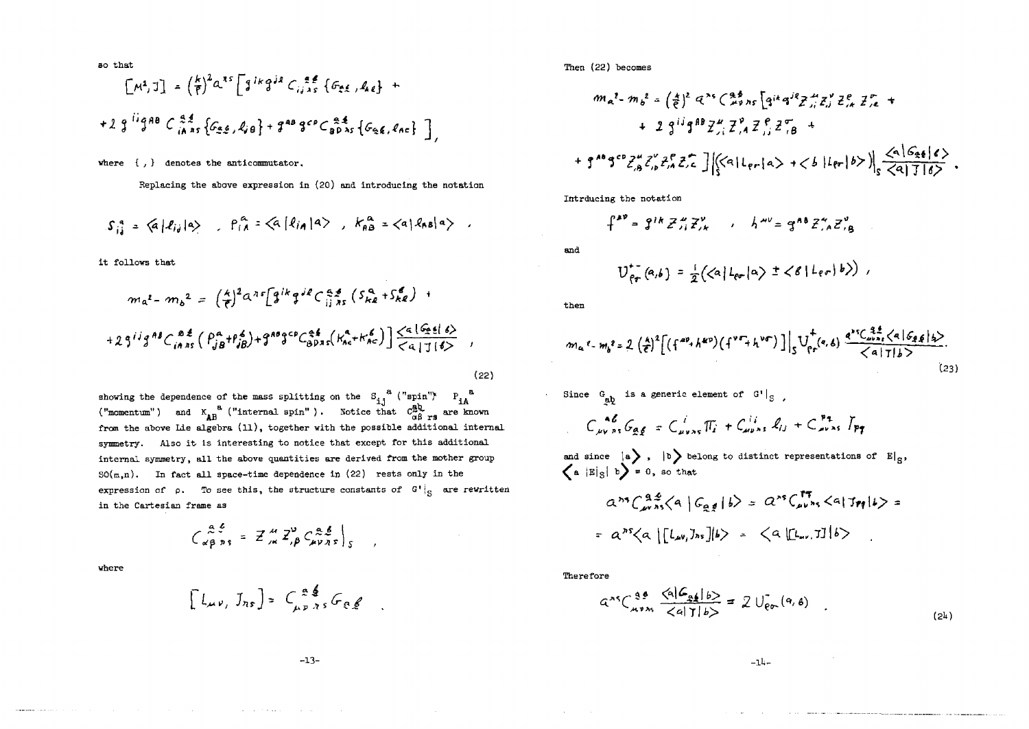so that

$$[M^2, J] = \left(\frac{k}{\rho}\right)^2 a^{\lambda s}\left[ g^{ik}g^{j\ell}\, C^{\underline{a}\underline{b}}_{ij\lambda s}\{G_{\underline{a}\underline{b}}, \ell_{k\ell}\} + \right.$$

$$\left. + 2\, g^{ij}g^{AB}\, C^{\underline{a}\underline{b}}_{iA\lambda s}\{G_{\underline{a}\underline{b}}, \ell_{jB}\} + g^{AB}g^{CD}C^{\underline{a}\underline{b}}_{BD\lambda s}\{G_{\underline{a}\underline{b}}, \ell_{AC}\} \right],$$

where $\{\ ,\ \}$ denotes the anticommutator.

Replacing the above expression in (20) and introducing the notation

$$S^a_{ij} = \langle a|\ell_{ij}|a\rangle \quad , \quad P^a_{iA} = \langle a|\ell_{iA}|a\rangle \quad , \quad K^a_{AB} = \langle a|\ell_{AB}|a\rangle \quad ,$$

it follows that

$$m_a{}^2 - m_b{}^2 = \left(\frac{k}{\rho}\right)^2 a^{\lambda s}\left[ g^{ik}g^{j\ell}\, C^{\underline{a}\underline{b}}_{ij\lambda s}\,(S^a_{k\ell} + S^b_{k\ell}) \, + \right.$$

$$\left. + 2\, g^{ij}g^{AB}\, C^{\underline{a}\underline{b}}_{iA\lambda s}\,(P^a_{jB} + P^b_{jB}) + g^{AB}g^{CD}C^{\underline{a}\underline{b}}_{BD\lambda s}(K^a_{AC} + K^b_{AC})\right]\frac{\langle a|G_{\underline{a}\underline{b}}|b\rangle}{\langle a|J|b\rangle} \quad , \tag{22}$$

showing the dependence of the mass splitting on the $S_{ij}{}^a$ ("spin") $P_{iA}{}^a$ ("momentum") and $K_{AB}{}^a$ ("internal spin"). Notice that $C^{\underline{a}\underline{b}}_{\alpha\beta\ rs}$ are known from the above Lie algebra (11), together with the possible additional internal symmetry. Also it is interesting to notice that except for this additional internal symmetry, all the above quantities are derived from the mother group $SO(m,n)$. In fact all space-time dependence in (22) rests only in the expression of $\rho$. To see this, the structure constants of $G'|_S$ are rewritten in the Cartesian frame as

$$C^{\underline{a}\underline{b}}_{\alpha\beta\ \lambda s} = Z^{\mu}{}_{,\alpha} Z^{\nu}{}_{,\beta}\, C^{\underline{a}\underline{b}}_{\mu\nu\lambda s}\Big|_S \quad ,$$

where

$$[L_{\mu\nu}, J_{\lambda s}] = C^{\underline{a}\underline{b}}_{\mu\nu\lambda s}\, G_{\underline{a}\underline{b}} \quad .$$

Then (22) becomes

$$m_a{}^2 - m_b{}^2 = \left(\frac{k}{\rho}\right)^2 a^{\lambda s}\, C^{\underline{a}\underline{b}}_{\mu\nu\lambda s}\left[ g^{ik}g^{j\ell} Z^{\mu}{}_{,i} Z^{\nu}{}_{,j} Z^{\rho}{}_{,k} Z^{\sigma}{}_{,\ell} \, + \right.$$

$$+ \, 2\, g^{ij}g^{AB} Z^{\mu}{}_{,i} Z^{\nu}{}_{,A} Z^{\rho}{}_{,j} Z^{\sigma}{}_{,B} \, +$$

$$\left. + \, g^{AB}g^{CD} Z^{\mu}{}_{,B} Z^{\nu}{}_{,D} Z^{\rho}{}_{,A} Z^{\sigma}{}_{,C} \right]\Big|_S \big(\langle a|L_{\rho\sigma}|a\rangle + \langle b|L_{\rho\sigma}|b\rangle\big)\Big|_S \frac{\langle a|G_{\underline{a}\underline{b}}|b\rangle}{\langle a|J|b\rangle} \; .$$

Intrducing the notation

$$f^{\mu\nu} = g^{ik} Z^{\mu}{}_{,i} Z^{\nu}{}_{,k} \quad , \quad h^{\mu\nu} = g^{AB} Z^{\mu}{}_{,A} Z^{\nu}{}_{,B}$$

and

$$U^{+-}_{\rho\sigma}(a,b) = \frac{1}{2}\big(\langle a|L_{\rho\sigma}|a\rangle \pm \langle b|L_{\rho\sigma}|b\rangle\big) \, ,$$

then

$$m_a{}^2 - m_b{}^2 = 2\left(\frac{k}{\rho}\right)^2\left[(f^{\mu\rho} + h^{\mu\rho})(f^{\nu\sigma} + h^{\nu\sigma})\right]\Big|_S U^{+}_{\rho\sigma}(a,b)\, \frac{a^{\lambda s}C^{\underline{a}\underline{b}}_{\mu\nu\lambda s}\langle a|G_{\underline{a}\underline{b}}|b\rangle}{\langle a|J|b\rangle} . \tag{23}$$

Since $G_{\underline{a}\underline{b}}$ is a generic element of $G'|_S$ ,

$$C^{\underline{a}\underline{b}}_{\mu\nu\lambda s}\, G_{\underline{a}\underline{b}} = C^{i}_{\mu\nu\lambda s}\, \Pi_i + C^{ij}_{\mu\nu\lambda s}\, \ell_{ij} + C^{pq}_{\mu\nu\lambda s}\, J_{pq}$$

and since $|a\rangle$ , $|b\rangle$ belong to distinct representations of $E|_S$, $\langle a\,|E|_S|\,b\rangle = 0$, so that

$$a^{\lambda s}C^{\underline{a}\underline{b}}_{\mu\nu\lambda s}\langle a\,|\,G_{\underline{a}\underline{b}}\,|\,b\rangle = a^{\lambda s}C^{pq}_{\mu\nu\lambda s}\langle a|\,J_{pq}|b\rangle =$$

$$= a^{\lambda s}\langle a\,|[L_{\mu\nu}, J_{\lambda s}]|b\rangle = \langle a\,|[L_{\mu\nu}, J]|\,b\rangle \quad .$$

Therefore

$$a^{\lambda s}C^{\underline{a}\underline{b}}_{\mu\nu\lambda s}\,\frac{\langle a|G_{\underline{a}\underline{b}}|b\rangle}{\langle a|J|b\rangle} = 2\, U^{-}_{\rho\sigma}(a,b) \quad . \tag{24}$$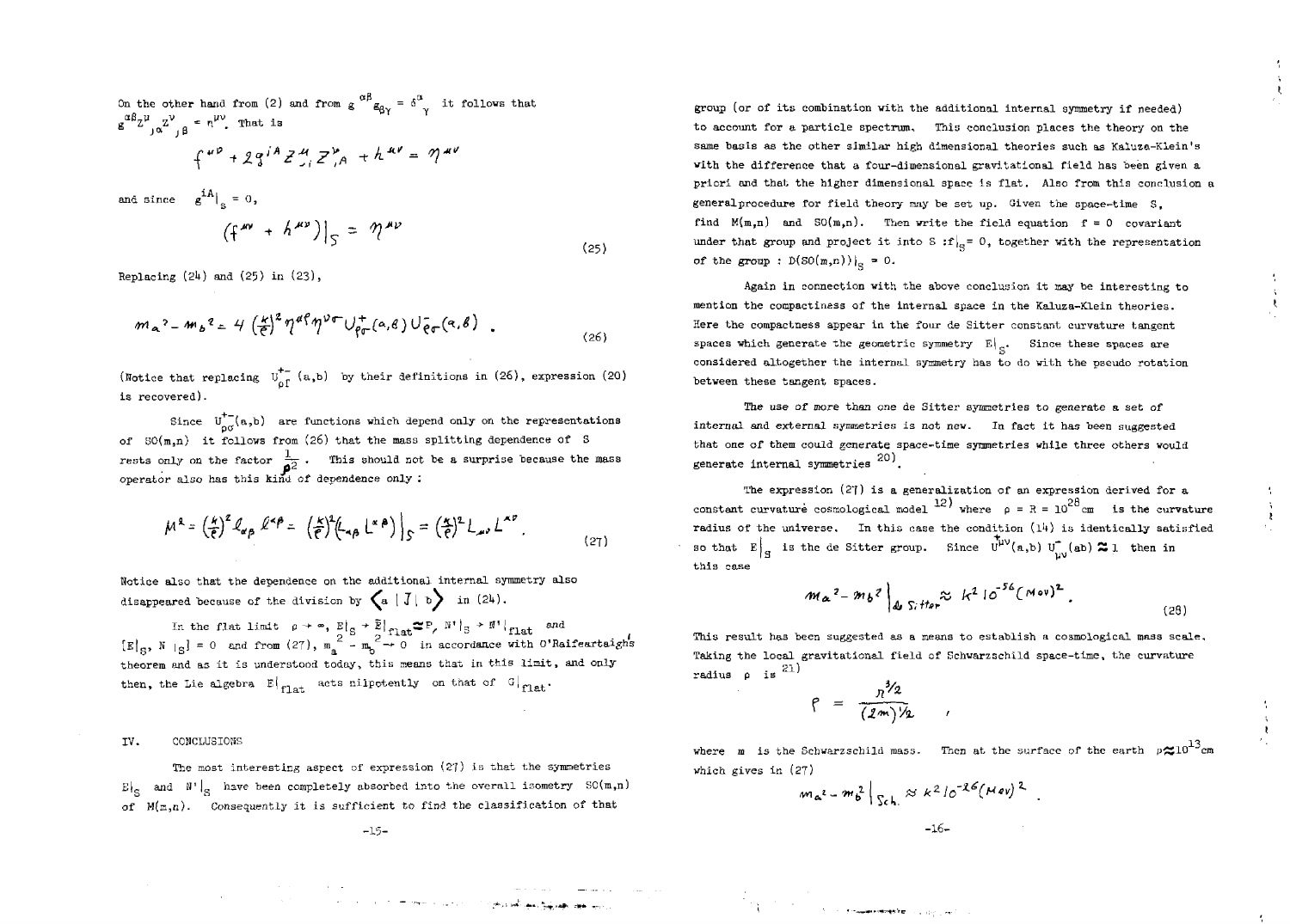On the other hand from (2) and from $g^{\alpha\beta} g_{\beta\gamma} = \delta^{\alpha}_{\gamma}$ it follows that $g^{\alpha\beta} Z^{\mu}_{\ ,\alpha} Z^{\nu}_{\ ,\beta} = \eta^{\mu\nu}$. That is

$$f^{\mu\nu} + 2 g^{iA} Z^{\mu}_{\ ,i} Z^{\nu}_{\ ,A} + h^{\mu\nu} = \eta^{\mu\nu}$$

and since $g^{iA}|_S = 0$,

$$\left( f^{\mu\nu} + h^{\mu\nu} \right)\Big|_S = \eta^{\mu\nu} \tag{25}$$

Replacing (24) and (25) in (23),

$$m_a^{\ 2} - m_b^{\ 2} = 4 \left(\frac{k}{\rho}\right)^2 \eta^{\alpha\rho} \eta^{\nu\sigma} U^{+}_{\rho\sigma}(a,b)\, U^{-}_{\rho\sigma}(a,b) \ . \tag{26}$$

(Notice that replacing $U^{+-}_{\rho\sigma}(a,b)$ by their definitions in (26), expression (20) is recovered).

Since $U^{+-}_{\rho\sigma}(a,b)$ are functions which depend only on the representations of $SO(m,n)$ it follows from (26) that the mass splitting dependence of S rests only on the factor $\frac{1}{\rho^2}$. This should not be a surprise because the mass operator also has this kind of dependence only :

$$M^2 = \left(\frac{k}{\rho}\right)^2 \ell_{\alpha\beta}\, \ell^{\alpha\beta} = \left(\frac{k}{\rho}\right)^2 \left( L_{\alpha\beta} L^{\alpha\beta} \right)\Big|_S = \left(\frac{k}{\rho}\right)^2 L_{\mu\nu} L^{\mu\nu} . \tag{27}$$

Notice also that the dependence on the additional internal symmetry also disappeared because of the division by $\langle a \,|\, J \,|\, b \rangle$ in (24).

In the flat limit $\rho \to \infty$, $E|_S \to \tilde{E}|_{flat} \cong P$, $N'|_S \to N'|_{flat}$ and $[E|_S, N'|_S] = 0$ and from (27), $m_a^{\ 2} - m_b^{\ 2} \to 0$ in accordance with O'Raifeartaigh's theorem and as it is understood today, this means that in this limit, and only then, the Lie algebra $E|_{flat}$ acts nilpotently on that of $G|_{flat}$.

## IV. CONCLUSIONS

The most interesting aspect of expression (27) is that the symmetries $E|_S$ and $N'|_S$ have been completely absorbed into the overall isometry $SO(m,n)$ of $M(m,n)$. Consequently it is sufficient to find the classification of that group (or of its combination with the additional internal symmetry if needed) to account for a particle spectrum. This conclusion places the theory on the same basis as the other similar high dimensional theories such as Kaluza-Klein's with the difference that a four-dimensional gravitational field has been given a priori and that the higher dimensional space is flat. Also from this conclusion a general procedure for field theory may be set up. Given the space-time S, find $M(m,n)$ and $SO(m,n)$. Then write the field equation $f = 0$ covariant under that group and project it into S : $f|_S = 0$, together with the representation of the group : $D(SO(m,n))|_S = 0$.

Again in connection with the above conclusion it may be interesting to mention the compactiness of the internal space in the Kaluza-Klein theories. Here the compactness appear in the four de Sitter constant curvature tangent spaces which generate the geometric symmetry $E|_S$. Since these spaces are considered altogether the internal symmetry has to do with the pseudo rotation between these tangent spaces.

The use of more than one de Sitter symmetries to generate a set of internal and external symmetries is not new. In fact it has been suggested that one of them could generate space-time symmetries while three others would generate internal symmetries [20].

The expression (27) is a generalization of an expression derived for a constant curvature cosmological model [12] where $\rho = R = 10^{28}$ cm is the curvature radius of the universe. In this case the condition (14) is identically satisfied so that $E|_S$ is the de Sitter group. Since $U^{+\mu\nu}(a,b)\, U^{-}_{\mu\nu}(ab) \approx 1$ then in this case

$$m_a^{\ 2} - m_b^{\ 2}\Big|_{de\ Sitter} \approx k^2\, 10^{-56} (Mev)^2 . \tag{28}$$

This result has been suggested as a means to establish a cosmological mass scale. Taking the local gravitational field of Schwarzschild space-time, the curvature radius $\rho$ is [21]

$$\rho = \frac{r^{3/2}}{(2m)^{1/2}} \ ,$$

where $m$ is the Schwarzschild mass. Then at the surface of the earth $\rho \approx 10^{13}$ cm which gives in (27)

$$m_a^{2} - m_b^{2}\Big|_{Sch.} \approx k^2\, 10^{-26} (Mev)^2 \ .$$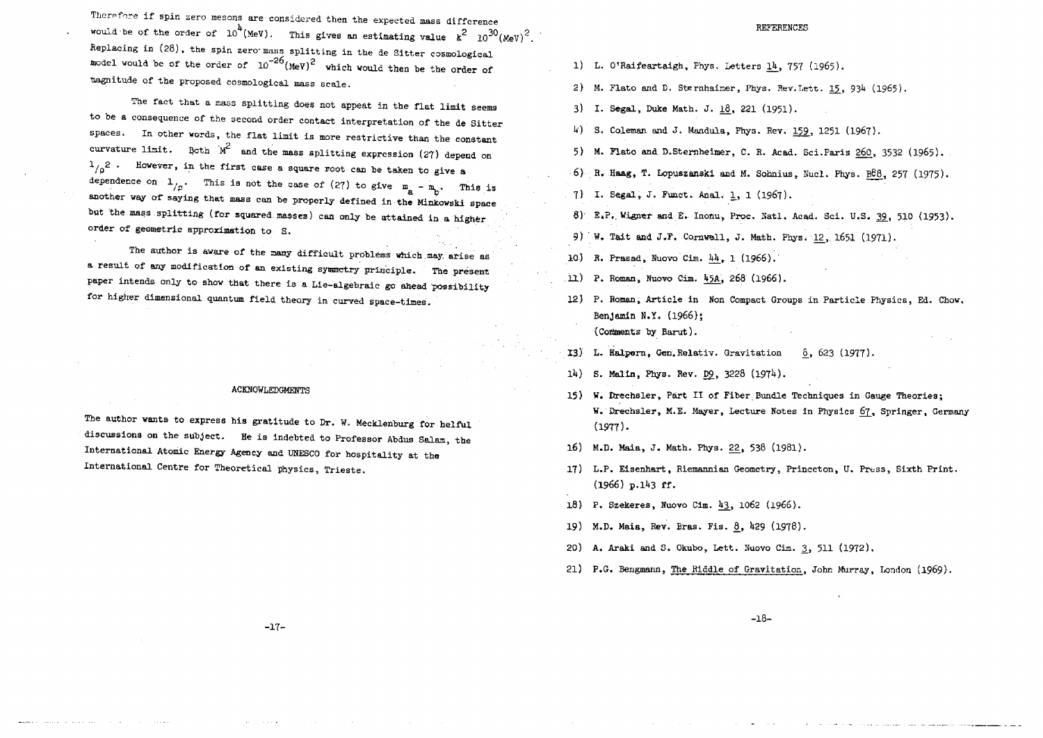Therefore if spin zero mesons are considered then the expected mass difference would be of the order of $10^4$(MeV). This gives an estimating value $k^2 \; 10^{30}(\text{MeV})^2$. Replacing in (28), the spin zero mass splitting in the de Sitter cosmological model would be of the order of $10^{-26}(\text{MeV})^2$ which would then be the order of magnitude of the proposed cosmological mass scale.

The fact that a mass splitting does not appear in the flat limit seems to be a consequence of the second order contact interpretation of the de Sitter spaces. In other words, the flat limit is more restrictive than the constant curvature limit. Both $M^2$ and the mass splitting expression (27) depend on $1/\rho^2$. However, in the first case a square root can be taken to give a dependence on $1/\rho$. This is not the case of (27) to give $m_a - m_b$. This is another way of saying that mass can be properly defined in the Minkowski space but the mass splitting (for squared masses) can only be attained in a higher order of geometric approximation to S.

The author is aware of the many difficult problems which may arise as a result of any modification of an existing symmetry principle. The present paper intends only to show that there is a Lie-algebraic go ahead possibility for higher dimensional quantum field theory in curved space-times.

## ACKNOWLEDGMENTS

The author wants to express his gratitude to Dr. W. Mecklenburg for helful discussions on the subject. He is indebted to Professor Abdus Salam, the International Atomic Energy Agency and UNESCO for hospitality at the International Centre for Theoretical Physics, Trieste.

## REFERENCES

1) L. O'Raifeartaigh, Phys. Letters 14, 757 (1965).
2) M. Flato and D. Sternhaimer, Phys. Rev. Lett. 15, 934 (1965).
3) I. Segal, Duke Math. J. 18, 221 (1951).
4) S. Coleman and J. Mandula, Phys. Rev. 159, 1251 (1967).
5) M. Flato and D. Sternheimer, C. R. Acad. Sci. Paris 260, 3532 (1965).
6) R. Haag, T. Lopuszanski and M. Sohnius, Nucl. Phys. B88, 257 (1975).
7) I. Segal, J. Funct. Anal. 1, 1 (1967).
8) E.P. Wigner and E. Inonu, Proc. Natl. Acad. Sci. U.S. 39, 510 (1953).
9) W. Tait and J.F. Cornwell, J. Math. Phys. 12, 1651 (1971).
10) R. Prasad, Nuovo Cim. 44, 1 (1966).
11) P. Roman, Nuovo Cim. 45A, 268 (1966).
12) P. Roman, Article in Non Compact Groups in Particle Physics, Ed. Chow, Benjamin N.Y. (1966);
(Comments by Barut).
13) L. Halpern, Gen. Relativ. Gravitation 8, 623 (1977).
14) S. Malin, Phys. Rev. D9, 3228 (1974).
15) W. Drechsler, Part II of Fiber Bundle Techniques in Gauge Theories; W. Drechsler, M.E. Mayer, Lecture Notes in Physics 67, Springer, Germany (1977).
16) M.D. Maia, J. Math. Phys. 22, 538 (1981).
17) L.P. Eisenhart, Riemannian Geometry, Princeton, U. Press, Sixth Print. (1966) p.143 ff.
18) P. Szekeres, Nuovo Cim. 43, 1062 (1966).
19) M.D. Maia, Rev. Bras. Fis. 8, 429 (1978).
20) A. Araki and S. Okubo, Lett. Nuovo Cim. 3, 511 (1972).
21) P.G. Bengmann, The Riddle of Gravitation, John Murray, London (1969).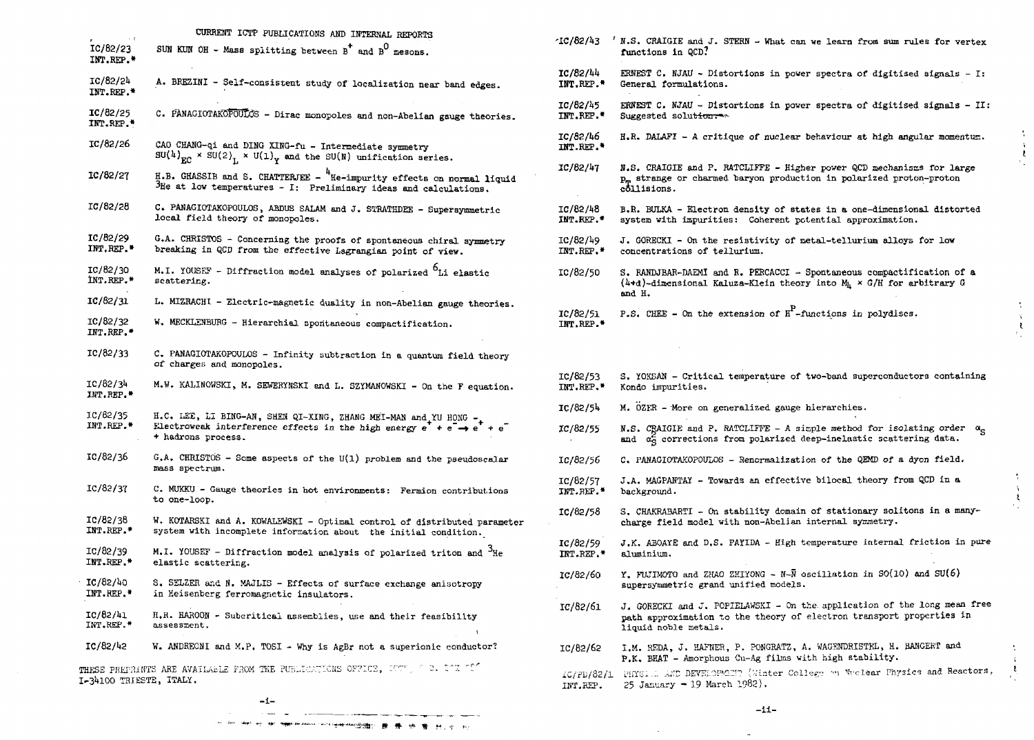# CURRENT ICTP PUBLICATIONS AND INTERNAL REPORTS

IC/82/23 INT.REP.* SUN KUN OH - Mass splitting between $B^+$ and $B^0$ mesons.

IC/82/24 INT.REP.* A. BREZINI - Self-consistent study of localization near band edges.

IC/82/25 INT.REP.* C. PANAGIOTAKOPOULOS - Dirac monopoles and non-Abelian gauge theories.

IC/82/26 CAO CHANG-qi and DING XING-fu - Intermediate symmetry $SU(4)_{EC} \times SU(2)_L \times U(1)_Y$ and the SU(N) unification series.

IC/82/27 H.B. GHASSIB and S. CHATTERJEE - $^4$He-impurity effects on normal liquid $^3$He at low temperatures - I: Preliminary ideas and calculations.

IC/82/28 C. PANAGIOTAKOPOULOS, ABDUS SALAM and J. STRATHDEE - Supersymmetric local field theory of monopoles.

IC/82/29 INT.REP.* G.A. CHRISTOS - Concerning the proofs of spontaneous chiral symmetry breaking in QCD from the effective Lagrangian point of view.

IC/82/30 INT.REP.* M.I. YOUSEF - Diffraction model analyses of polarized $^6$Li elastic scattering.

IC/82/31 L. MIZRACHI - Electric-magnetic duality in non-Abelian gauge theories.

IC/82/32 INT.REP.* W. MECKLENBURG - Hierarchical spontaneous compactification.

IC/82/33 C. PANAGIOTAKOPOULOS - Infinity subtraction in a quantum field theory of charges and monopoles.

IC/82/34 INT.REP.* M.W. KALINOWSKI, M. SEWERYNSKI and L. SZYMANOWSKI - On the F equation.

IC/82/35 INT.REP.* H.C. LEE, LI BING-AN, SHEN QI-XING, ZHANG MEI-MAN and YU HONG - Electroweak interference effects in the high energy $e^+ + e^- \to e^+ + e^-$ + hadrons process.

IC/82/36 G.A. CHRISTOS - Some aspects of the U(1) problem and the pseudoscalar mass spectrum.

IC/82/37 C. MUKKU - Gauge theories in hot environments: Fermion contributions to one-loop.

IC/82/38 INT.REP.* W. KOTARSKI and A. KOWALEWSKI - Optimal control of distributed parameter system with incomplete information about the initial condition.

IC/82/39 INT.REP.* M.I. YOUSEF - Diffraction model analysis of polarized triton and $^3$He elastic scattering.

IC/82/40 INT.REP.* S. SELZER and N. MAJLIS - Effects of surface exchange anisotropy in Heisenberg ferromagnetic insulators.

IC/82/41 INT.REP.* H.R. HAROON - Subcritical assemblies, use and their feasibility assessment.

IC/82/42 W. ANDREONI and M.P. TOSI - Why is AgBr not a superionic conductor?

IC/82/43 N.S. CRAIGIE and J. STERN - What can we learn from sum rules for vertex functions in QCD?

IC/82/44 INT.REP.* ERNEST C. NJAU - Distortions in power spectra of digitised signals - I: General formulations.

IC/82/45 INT.REP.* ERNEST C. NJAU - Distortions in power spectra of digitised signals - II: Suggested solution.

IC/82/46 INT.REP.* H.R. DALAFI - A critique of nuclear behaviour at high angular momentum.

IC/82/47 N.S. CRAIGIE and P. RATCLIFFE - Higher power QCD mechanisms for large $p_T$ strange or charmed baryon production in polarized proton-proton collisions.

IC/82/48 INT.REP.* B.R. BULKA - Electron density of states in a one-dimensional distorted system with impurities: Coherent potential approximation.

IC/82/49 INT.REP.* J. GORECKI - On the resistivity of metal-tellurium alloys for low concentrations of tellurium.

IC/82/50 S. RANDJBAR-DAEMI and R. PERCACCI - Spontaneous compactification of a (4+d)-dimensional Kaluza-Klein theory into $M_4 \times G/H$ for arbitrary G and H.

IC/82/51 INT.REP.* P.S. CHEE - On the extension of $H^P$-functions in polydiscs.

IC/82/53 INT.REP.* S. YOKSAN - Critical temperature of two-band superconductors containing Kondo impurities.

IC/82/54 M. ÖZER - More on generalized gauge hierarchies.

IC/82/55 N.S. CRAIGIE and P. RATCLIFFE - A simple method for isolating order $\alpha_S$ and $\alpha_S^2$ corrections from polarized deep-inelastic scattering data.

IC/82/56 C. PANAGIOTAKOPOULOS - Renormalization of the QEMD of a dyon field.

IC/82/57 INT.REP.* J.A. MAGPANTAY - Towards an effective bilocal theory from QCD in a background.

IC/82/58 S. CHAKRABARTI - On stability domain of stationary solitons in a many-charge field model with non-Abelian internal symmetry.

IC/82/59 INT.REP.* J.K. ABOAYE and D.S. PAYIDA - High temperature internal friction in pure aluminium.

IC/82/60 Y. FUJIMOTO and ZHAO ZHIYONG - $N$-$\bar{N}$ oscillation in SO(10) and SU(6) supersymmetric grand unified models.

IC/82/61 J. GORECKI and J. POPIELAWSKI - On the application of the long mean free path approximation to the theory of electron transport properties in liquid noble metals.

IC/82/62 I.M. REDA, J. HAFNER, P. PONGRATZ, A. WAGENDRISTEL, H. BANGERT and P.K. BHAT - Amorphous Cu-Ag films with high stability.

IC/PD/82/1 INT.REP. PHYSICS AND DEVELOPMENT (Winter College on Nuclear Physics and Reactors, 25 January - 19 March 1982).

THESE PREPRINTS ARE AVAILABLE FROM THE PUBLICATIONS OFFICE, ICTP, P.O. BOX 586, I-34100 TRIESTE, ITALY.